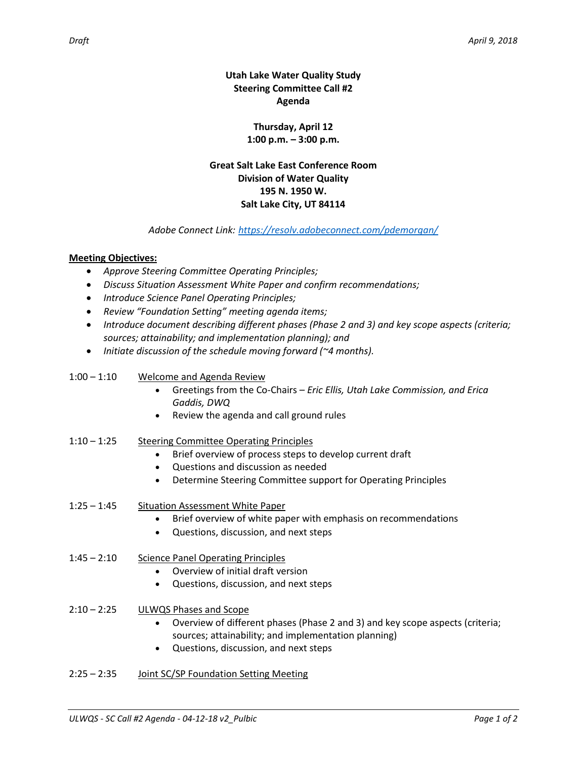**Utah Lake Water Quality Study**
**Steering Committee Call #2**
**Agenda**

**Thursday, April 12**
**1:00 p.m. – 3:00 p.m.**

**Great Salt Lake East Conference Room**
**Division of Water Quality**
**195 N. 1950 W.**
**Salt Lake City, UT 84114**

*Adobe Connect Link: https://resolv.adobeconnect.com/pdemorgan/*

## Meeting Objectives:

- *Approve Steering Committee Operating Principles;*
- *Discuss Situation Assessment White Paper and confirm recommendations;*
- *Introduce Science Panel Operating Principles;*
- *Review "Foundation Setting" meeting agenda items;*
- *Introduce document describing different phases (Phase 2 and 3) and key scope aspects (criteria; sources; attainability; and implementation planning); and*
- *Initiate discussion of the schedule moving forward (~4 months).*

1:00 – 1:10 Welcome and Agenda Review
- Greetings from the Co-Chairs – *Eric Ellis, Utah Lake Commission, and Erica Gaddis, DWQ*
- Review the agenda and call ground rules

1:10 – 1:25 Steering Committee Operating Principles
- Brief overview of process steps to develop current draft
- Questions and discussion as needed
- Determine Steering Committee support for Operating Principles

1:25 – 1:45 Situation Assessment White Paper
- Brief overview of white paper with emphasis on recommendations
- Questions, discussion, and next steps

1:45 – 2:10 Science Panel Operating Principles
- Overview of initial draft version
- Questions, discussion, and next steps

2:10 – 2:25 ULWQS Phases and Scope
- Overview of different phases (Phase 2 and 3) and key scope aspects (criteria; sources; attainability; and implementation planning)
- Questions, discussion, and next steps

2:25 – 2:35 Joint SC/SP Foundation Setting Meeting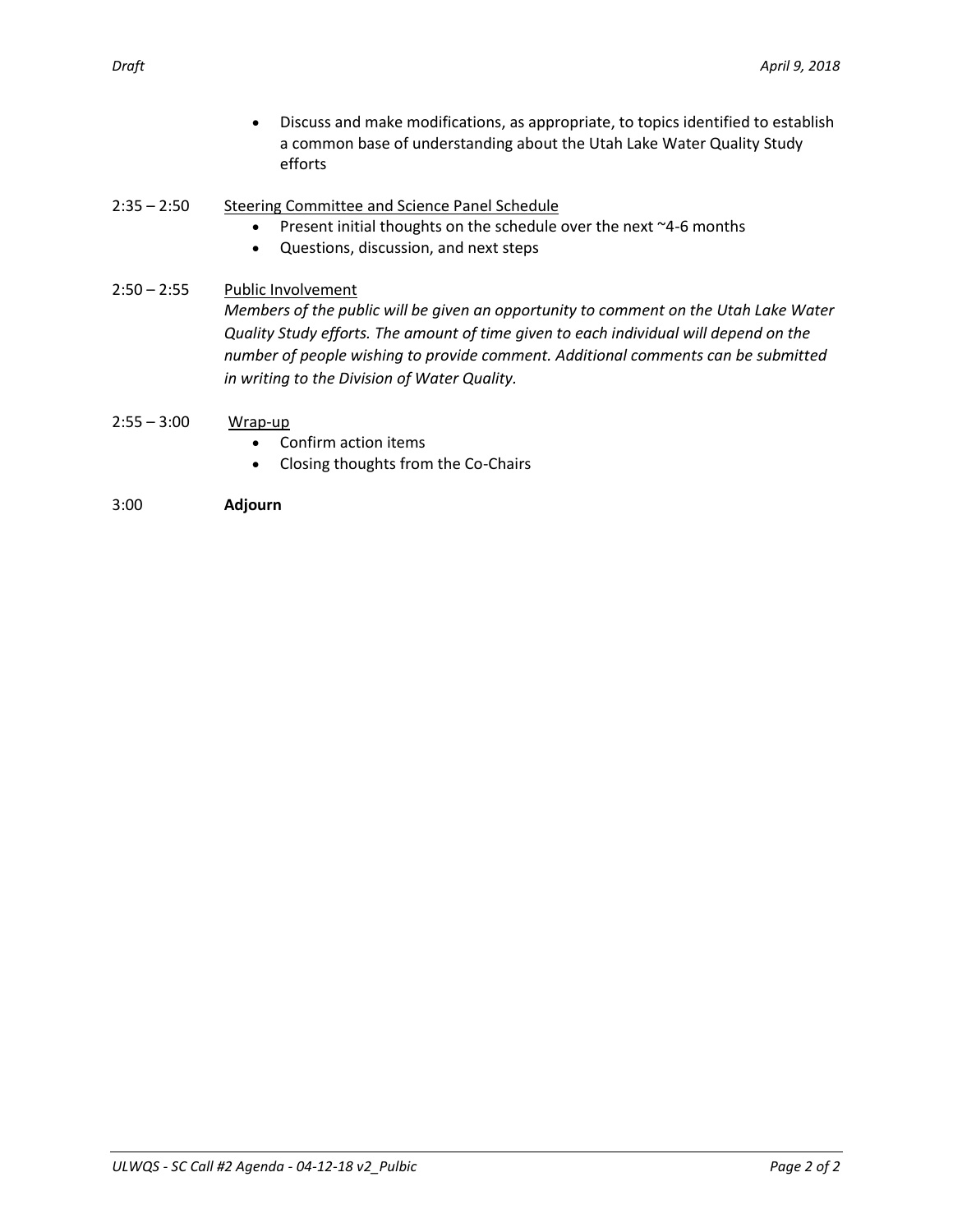- Discuss and make modifications, as appropriate, to topics identified to establish a common base of understanding about the Utah Lake Water Quality Study efforts

2:35 – 2:50 Steering Committee and Science Panel Schedule

- Present initial thoughts on the schedule over the next ~4-6 months
- Questions, discussion, and next steps

2:50 – 2:55 Public Involvement

*Members of the public will be given an opportunity to comment on the Utah Lake Water Quality Study efforts. The amount of time given to each individual will depend on the number of people wishing to provide comment. Additional comments can be submitted in writing to the Division of Water Quality.*

2:55 – 3:00 Wrap-up

- Confirm action items
- Closing thoughts from the Co-Chairs

3:00 **Adjourn**